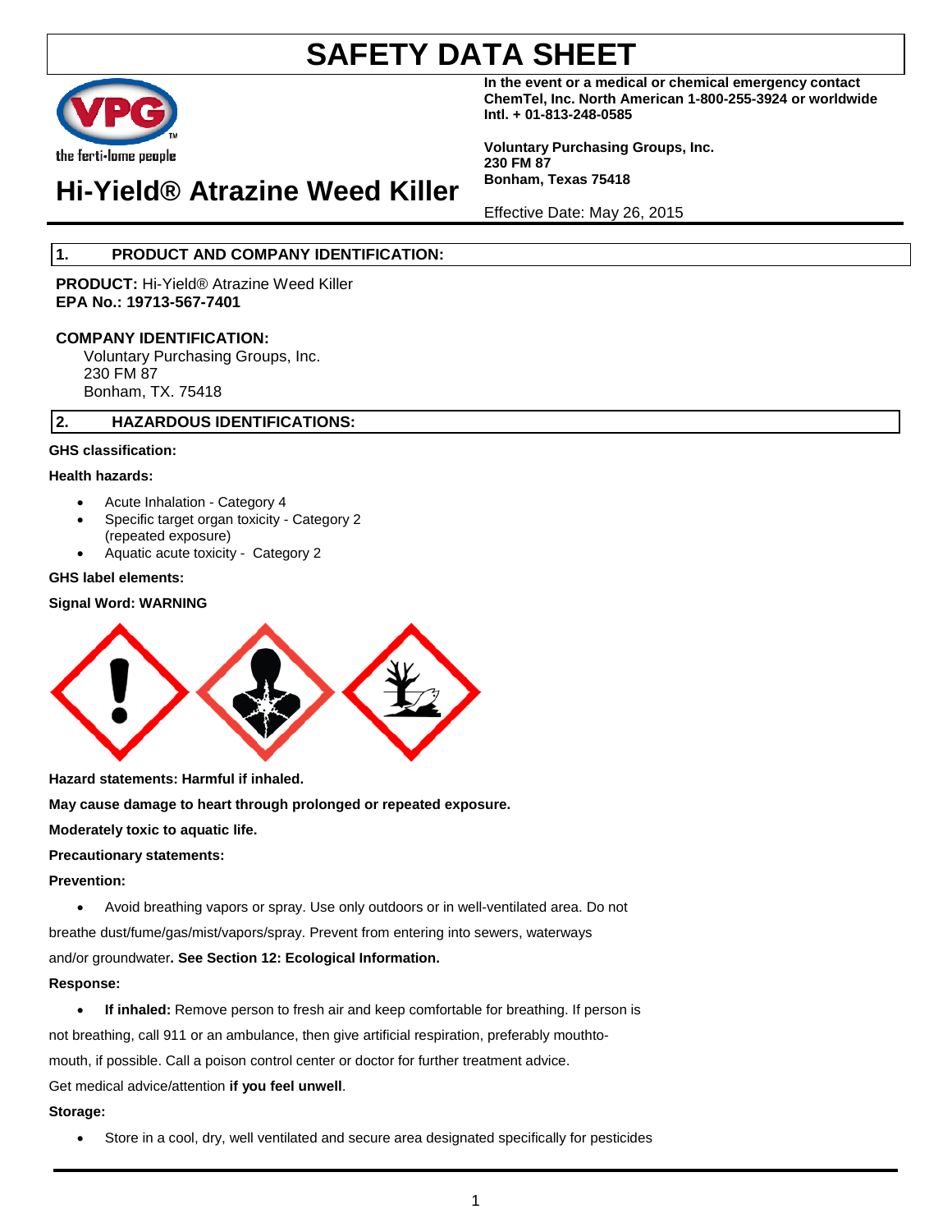# SAFETY DATA SHEET

**In the event or a medical or chemical emergency contact ChemTel, Inc. North American 1-800-255-3924 or worldwide Intl. + 01-813-248-0585**

**Voluntary Purchasing Groups, Inc.**
**230 FM 87**
**Bonham, Texas 75418**

# Hi-Yield® Atrazine Weed Killer

Effective Date: May 26, 2015

## 1. PRODUCT AND COMPANY IDENTIFICATION:

**PRODUCT:** Hi-Yield® Atrazine Weed Killer
**EPA No.: 19713-567-7401**

**COMPANY IDENTIFICATION:**

Voluntary Purchasing Groups, Inc.
230 FM 87
Bonham, TX. 75418

## 2. HAZARDOUS IDENTIFICATIONS:

**GHS classification:**

**Health hazards:**

- Acute Inhalation - Category 4
- Specific target organ toxicity - Category 2 (repeated exposure)
- Aquatic acute toxicity - Category 2

**GHS label elements:**

**Signal Word: WARNING**

**Hazard statements: Harmful if inhaled.**

**May cause damage to heart through prolonged or repeated exposure.**

**Moderately toxic to aquatic life.**

**Precautionary statements:**

**Prevention:**

- Avoid breathing vapors or spray. Use only outdoors or in well-ventilated area. Do not breathe dust/fume/gas/mist/vapors/spray. Prevent from entering into sewers, waterways and/or groundwater**. See Section 12: Ecological Information.**

**Response:**

- **If inhaled:** Remove person to fresh air and keep comfortable for breathing. If person is not breathing, call 911 or an ambulance, then give artificial respiration, preferably mouthto-mouth, if possible. Call a poison control center or doctor for further treatment advice.

Get medical advice/attention **if you feel unwell**.

**Storage:**

- Store in a cool, dry, well ventilated and secure area designated specifically for pesticides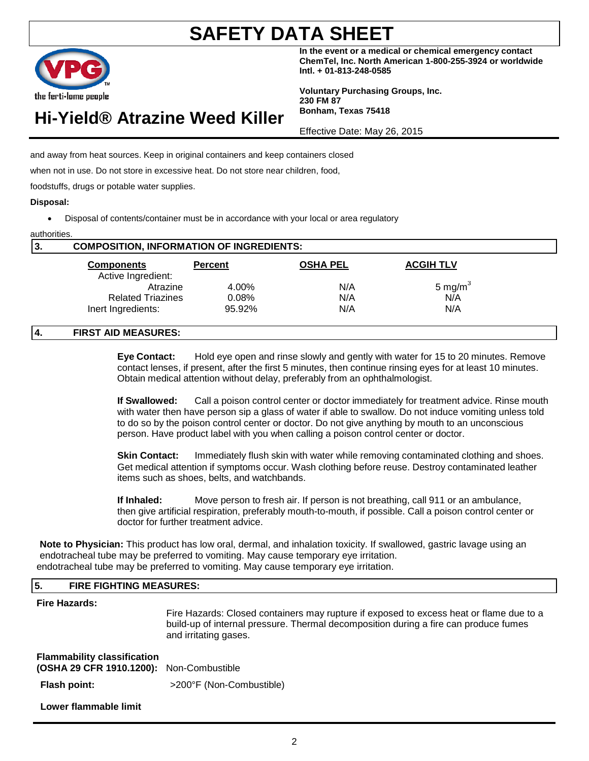and away from heat sources. Keep in original containers and keep containers closed when not in use. Do not store in excessive heat. Do not store near children, food, foodstuffs, drugs or potable water supplies.

**Disposal:**

- Disposal of contents/container must be in accordance with your local or area regulatory authorities.

## 3. COMPOSITION, INFORMATION OF INGREDIENTS:

| Components | Percent | OSHA PEL | ACGIH TLV |
|---|---|---|---|
| Active Ingredient: | | | |
| Atrazine | 4.00% | N/A | 5 $mg/m^3$ |
| Related Triazines | 0.08% | N/A | N/A |
| Inert Ingredients: | 95.92% | N/A | N/A |

## 4. FIRST AID MEASURES:

**Eye Contact:** Hold eye open and rinse slowly and gently with water for 15 to 20 minutes. Remove contact lenses, if present, after the first 5 minutes, then continue rinsing eyes for at least 10 minutes. Obtain medical attention without delay, preferably from an ophthalmologist.

**If Swallowed:** Call a poison control center or doctor immediately for treatment advice. Rinse mouth with water then have person sip a glass of water if able to swallow. Do not induce vomiting unless told to do so by the poison control center or doctor. Do not give anything by mouth to an unconscious person. Have product label with you when calling a poison control center or doctor.

**Skin Contact:** Immediately flush skin with water while removing contaminated clothing and shoes. Get medical attention if symptoms occur. Wash clothing before reuse. Destroy contaminated leather items such as shoes, belts, and watchbands.

**If Inhaled:** Move person to fresh air. If person is not breathing, call 911 or an ambulance, then give artificial respiration, preferably mouth-to-mouth, if possible. Call a poison control center or doctor for further treatment advice.

**Note to Physician:** This product has low oral, dermal, and inhalation toxicity. If swallowed, gastric lavage using an endotracheal tube may be preferred to vomiting. May cause temporary eye irritation.
endotracheal tube may be preferred to vomiting. May cause temporary eye irritation.

## 5. FIRE FIGHTING MEASURES:

**Fire Hazards:**

Fire Hazards: Closed containers may rupture if exposed to excess heat or flame due to a build-up of internal pressure. Thermal decomposition during a fire can produce fumes and irritating gases.

**Flammability classification (OSHA 29 CFR 1910.1200):** Non-Combustible

**Flash point:** >200°F (Non-Combustible)

**Lower flammable limit**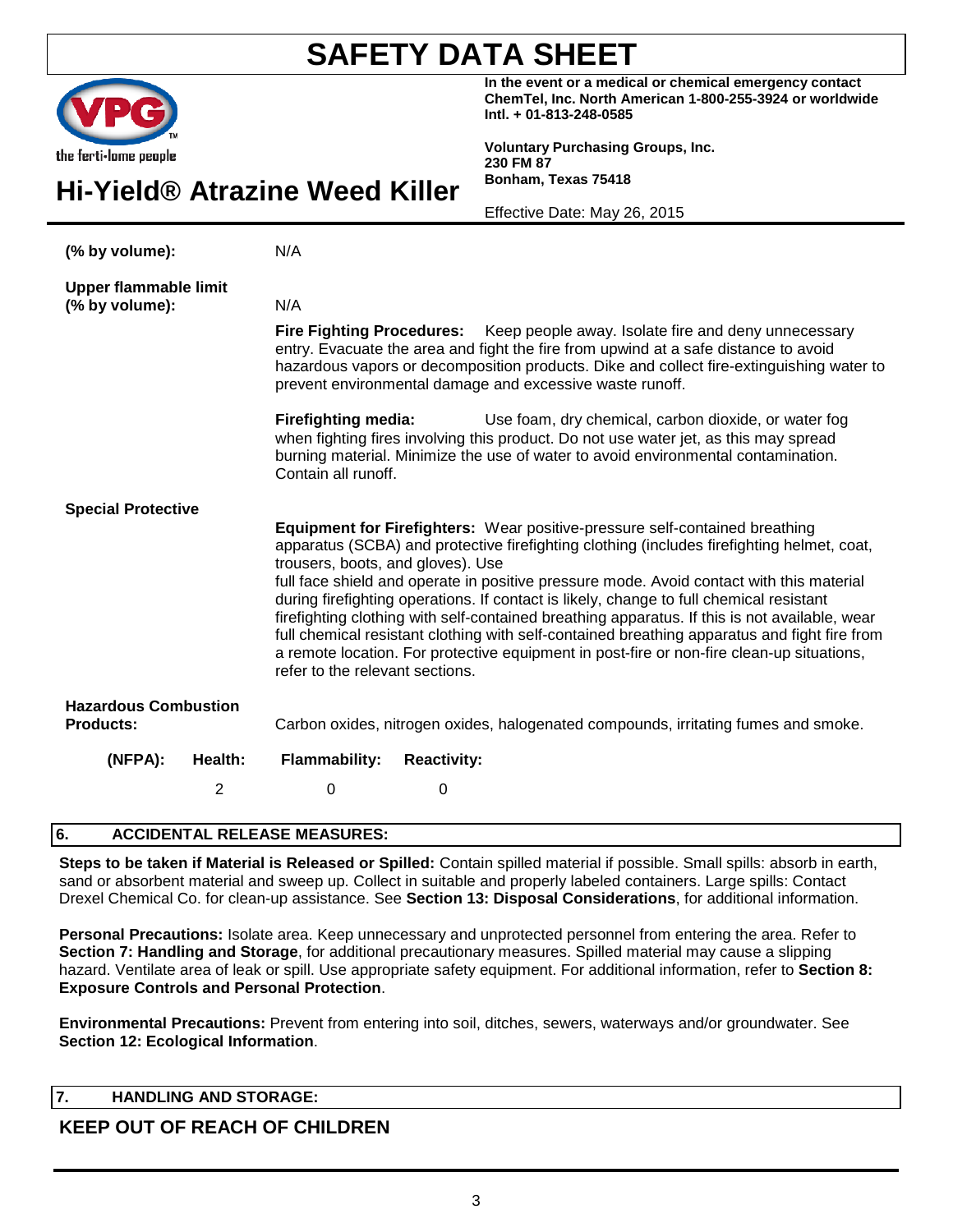| | |
|---|---|
| **(% by volume):** | N/A |
| **Upper flammable limit (% by volume):** | N/A |
| | **Fire Fighting Procedures:** Keep people away. Isolate fire and deny unnecessary entry. Evacuate the area and fight the fire from upwind at a safe distance to avoid hazardous vapors or decomposition products. Dike and collect fire-extinguishing water to prevent environmental damage and excessive waste runoff. |
| | **Firefighting media:** Use foam, dry chemical, carbon dioxide, or water fog when fighting fires involving this product. Do not use water jet, as this may spread burning material. Minimize the use of water to avoid environmental contamination. Contain all runoff. |
| **Special Protective** | **Equipment for Firefighters:** Wear positive-pressure self-contained breathing apparatus (SCBA) and protective firefighting clothing (includes firefighting helmet, coat, trousers, boots, and gloves). Use full face shield and operate in positive pressure mode. Avoid contact with this material during firefighting operations. If contact is likely, change to full chemical resistant firefighting clothing with self-contained breathing apparatus. If this is not available, wear full chemical resistant clothing with self-contained breathing apparatus and fight fire from a remote location. For protective equipment in post-fire or non-fire clean-up situations, refer to the relevant sections. |
| **Hazardous Combustion Products:** | Carbon oxides, nitrogen oxides, halogenated compounds, irritating fumes and smoke. |

| (NFPA): | Health: | Flammability: | Reactivity: |
|---|---|---|---|
| | 2 | 0 | 0 |

## 6. ACCIDENTAL RELEASE MEASURES:

**Steps to be taken if Material is Released or Spilled:** Contain spilled material if possible. Small spills: absorb in earth, sand or absorbent material and sweep up. Collect in suitable and properly labeled containers. Large spills: Contact Drexel Chemical Co. for clean-up assistance. See **Section 13: Disposal Considerations**, for additional information.

**Personal Precautions:** Isolate area. Keep unnecessary and unprotected personnel from entering the area. Refer to **Section 7: Handling and Storage**, for additional precautionary measures. Spilled material may cause a slipping hazard. Ventilate area of leak or spill. Use appropriate safety equipment. For additional information, refer to **Section 8: Exposure Controls and Personal Protection**.

**Environmental Precautions:** Prevent from entering into soil, ditches, sewers, waterways and/or groundwater. See **Section 12: Ecological Information**.

## 7. HANDLING AND STORAGE:

### KEEP OUT OF REACH OF CHILDREN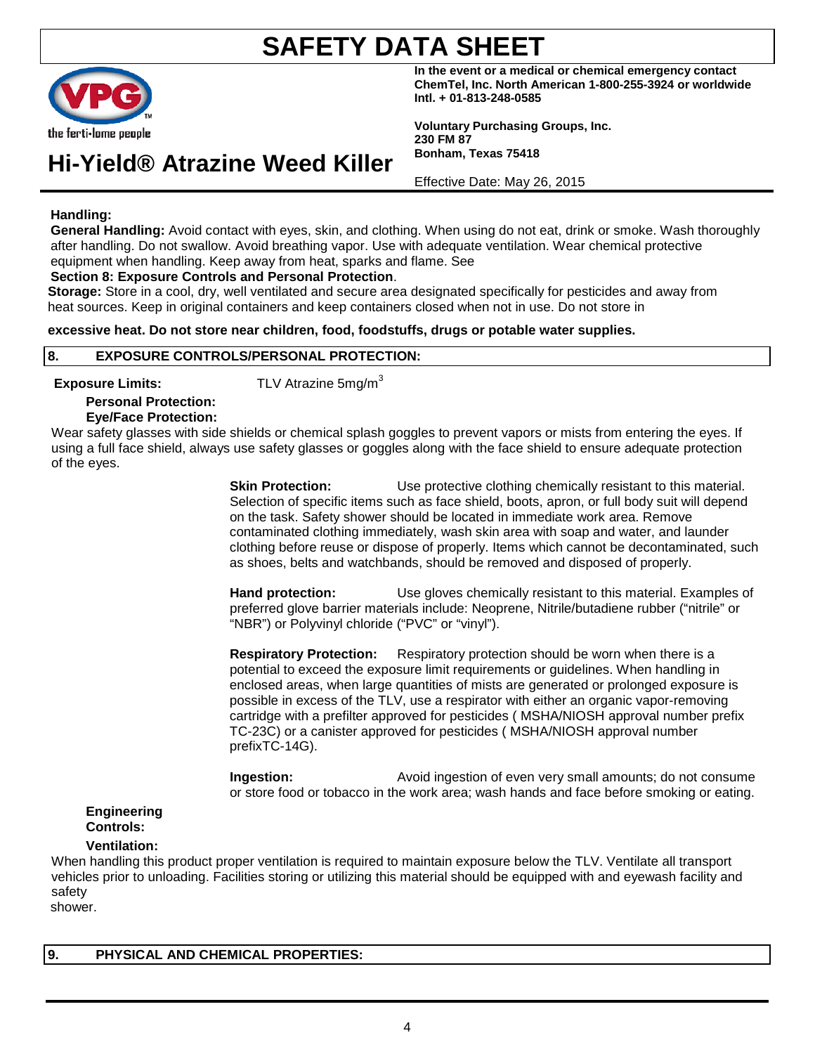**Handling:**

**General Handling:** Avoid contact with eyes, skin, and clothing. When using do not eat, drink or smoke. Wash thoroughly after handling. Do not swallow. Avoid breathing vapor. Use with adequate ventilation. Wear chemical protective equipment when handling. Keep away from heat, sparks and flame. See **Section 8: Exposure Controls and Personal Protection**.

**Storage:** Store in a cool, dry, well ventilated and secure area designated specifically for pesticides and away from heat sources. Keep in original containers and keep containers closed when not in use. Do not store in excessive heat. Do not store near children, food, foodstuffs, drugs or potable water supplies.

## 8. EXPOSURE CONTROLS/PERSONAL PROTECTION:

**Exposure Limits:** TLV Atrazine 5mg/$m^3$

**Personal Protection:**

**Eye/Face Protection:**

Wear safety glasses with side shields or chemical splash goggles to prevent vapors or mists from entering the eyes. If using a full face shield, always use safety glasses or goggles along with the face shield to ensure adequate protection of the eyes.

**Skin Protection:** Use protective clothing chemically resistant to this material. Selection of specific items such as face shield, boots, apron, or full body suit will depend on the task. Safety shower should be located in immediate work area. Remove contaminated clothing immediately, wash skin area with soap and water, and launder clothing before reuse or dispose of properly. Items which cannot be decontaminated, such as shoes, belts and watchbands, should be removed and disposed of properly.

**Hand protection:** Use gloves chemically resistant to this material. Examples of preferred glove barrier materials include: Neoprene, Nitrile/butadiene rubber ("nitrile" or "NBR") or Polyvinyl chloride ("PVC" or "vinyl").

**Respiratory Protection:** Respiratory protection should be worn when there is a potential to exceed the exposure limit requirements or guidelines. When handling in enclosed areas, when large quantities of mists are generated or prolonged exposure is possible in excess of the TLV, use a respirator with either an organic vapor-removing cartridge with a prefilter approved for pesticides ( MSHA/NIOSH approval number prefix TC-23C) or a canister approved for pesticides ( MSHA/NIOSH approval number prefixTC-14G).

**Ingestion:** Avoid ingestion of even very small amounts; do not consume or store food or tobacco in the work area; wash hands and face before smoking or eating.

**Engineering Controls:**

**Ventilation:**

When handling this product proper ventilation is required to maintain exposure below the TLV. Ventilate all transport vehicles prior to unloading. Facilities storing or utilizing this material should be equipped with and eyewash facility and safety shower.

## 9. PHYSICAL AND CHEMICAL PROPERTIES: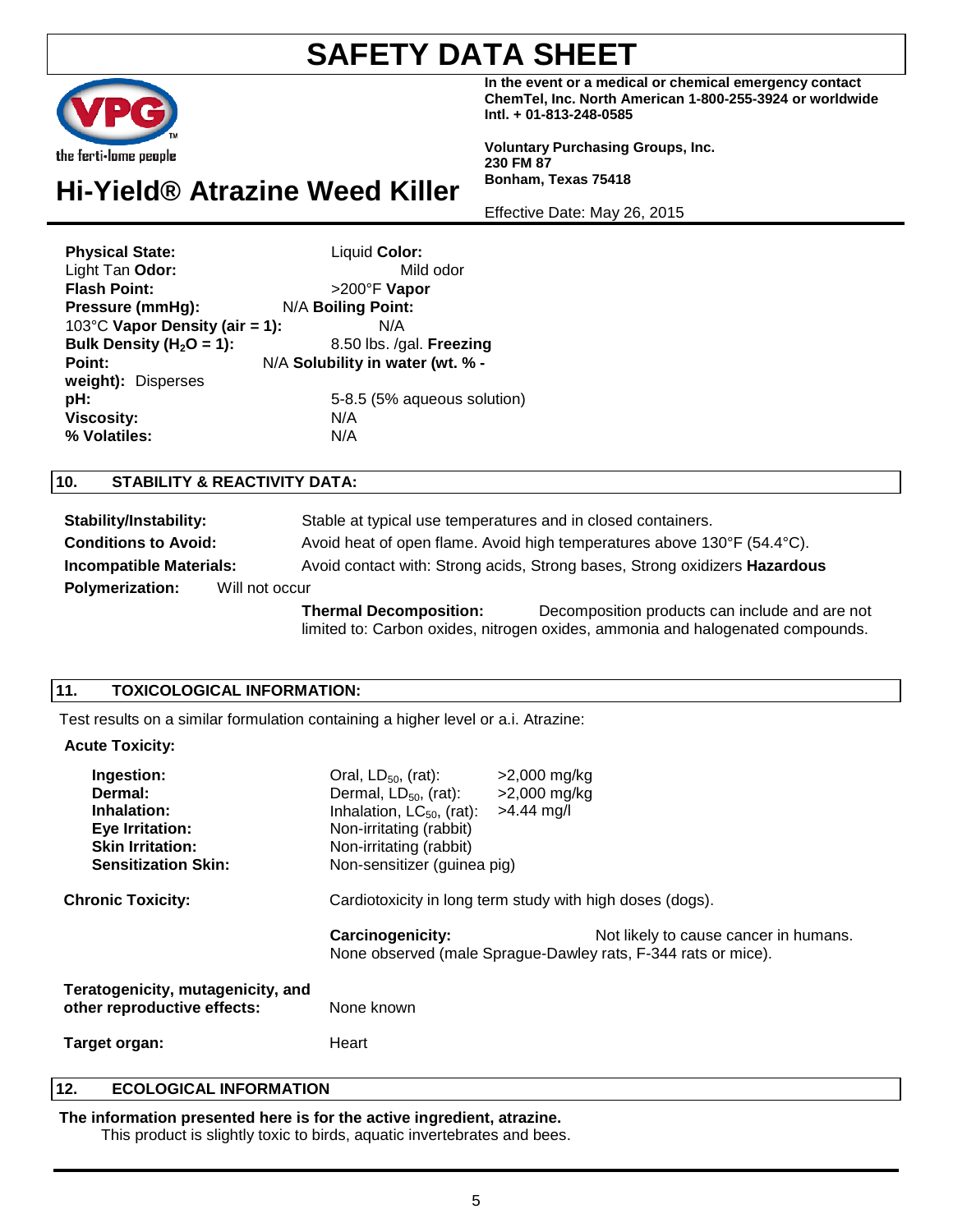# SAFETY DATA SHEET

the ferti-lome people

**In the event or a medical or chemical emergency contact ChemTel, Inc. North American 1-800-255-3924 or worldwide Intl. + 01-813-248-0585**

**Voluntary Purchasing Groups, Inc.**
**230 FM 87**
**Bonham, Texas 75418**

## Hi-Yield® Atrazine Weed Killer

Effective Date: May 26, 2015

| | |
|---|---|
| **Physical State:** | Liquid |
| **Color:** | Light Tan |
| **Odor:** | Mild odor |
| **Flash Point:** | >200°F |
| **Vapor Pressure (mmHg):** | N/A |
| **Boiling Point:** | 103°C |
| **Vapor Density (air = 1):** | N/A |
| **Bulk Density ($H_2O$ = 1):** | 8.50 lbs. /gal. |
| **Freezing Point:** | N/A |
| **Solubility in water (wt. % - weight):** | Disperses |
| **pH:** | 5-8.5 (5% aqueous solution) |
| **Viscosity:** | N/A |
| **% Volatiles:** | N/A |

## 10. STABILITY & REACTIVITY DATA:

**Stability/Instability:** Stable at typical use temperatures and in closed containers.

**Conditions to Avoid:** Avoid heat of open flame. Avoid high temperatures above 130°F (54.4°C).

**Incompatible Materials:** Avoid contact with: Strong acids, Strong bases, Strong oxidizers

**Hazardous Polymerization:** Will not occur

**Thermal Decomposition:** Decomposition products can include and are not limited to: Carbon oxides, nitrogen oxides, ammonia and halogenated compounds.

## 11. TOXICOLOGICAL INFORMATION:

Test results on a similar formulation containing a higher level or a.i. Atrazine:

**Acute Toxicity:**

| | | |
|---|---|---|
| **Ingestion:** | Oral, $LD_{50}$, (rat): | >2,000 mg/kg |
| **Dermal:** | Dermal, $LD_{50}$, (rat): | >2,000 mg/kg |
| **Inhalation:** | Inhalation, $LC_{50}$, (rat): | >4.44 mg/l |
| **Eye Irritation:** | Non-irritating (rabbit) | |
| **Skin Irritation:** | Non-irritating (rabbit) | |
| **Sensitization Skin:** | Non-sensitizer (guinea pig) | |

**Chronic Toxicity:** Cardiotoxicity in long term study with high doses (dogs).

**Carcinogenicity:** Not likely to cause cancer in humans. None observed (male Sprague-Dawley rats, F-344 rats or mice).

**Teratogenicity, mutagenicity, and other reproductive effects:** None known

**Target organ:** Heart

## 12. ECOLOGICAL INFORMATION

**The information presented here is for the active ingredient, atrazine.**

This product is slightly toxic to birds, aquatic invertebrates and bees.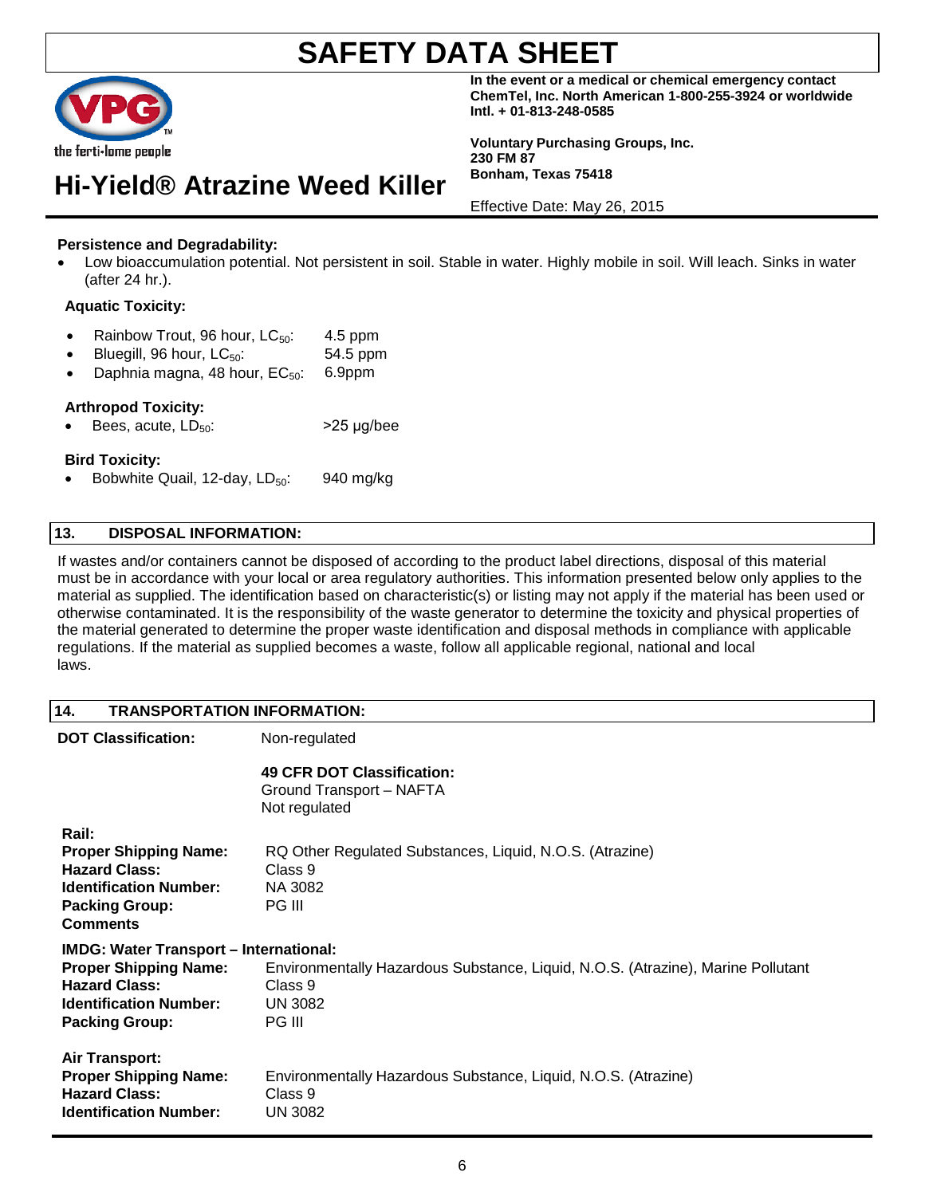**Persistence and Degradability:**

- Low bioaccumulation potential. Not persistent in soil. Stable in water. Highly mobile in soil. Will leach. Sinks in water (after 24 hr.).

**Aquatic Toxicity:**

- Rainbow Trout, 96 hour, $LC_{50}$: 4.5 ppm
- Bluegill, 96 hour, $LC_{50}$: 54.5 ppm
- Daphnia magna, 48 hour, $EC_{50}$: 6.9ppm

**Arthropod Toxicity:**

- Bees, acute, $LD_{50}$: >25 µg/bee

**Bird Toxicity:**

- Bobwhite Quail, 12-day, $LD_{50}$: 940 mg/kg

## 13. DISPOSAL INFORMATION:

If wastes and/or containers cannot be disposed of according to the product label directions, disposal of this material must be in accordance with your local or area regulatory authorities. This information presented below only applies to the material as supplied. The identification based on characteristic(s) or listing may not apply if the material has been used or otherwise contaminated. It is the responsibility of the waste generator to determine the toxicity and physical properties of the material generated to determine the proper waste identification and disposal methods in compliance with applicable regulations. If the material as supplied becomes a waste, follow all applicable regional, national and local laws.

## 14. TRANSPORTATION INFORMATION:

**DOT Classification:** Non-regulated

**49 CFR DOT Classification:**
Ground Transport – NAFTA
Not regulated

**Rail:**
**Proper Shipping Name:** RQ Other Regulated Substances, Liquid, N.O.S. (Atrazine)
**Hazard Class:** Class 9
**Identification Number:** NA 3082
**Packing Group:** PG III
**Comments**

**IMDG: Water Transport – International:**
**Proper Shipping Name:** Environmentally Hazardous Substance, Liquid, N.O.S. (Atrazine), Marine Pollutant
**Hazard Class:** Class 9
**Identification Number:** UN 3082
**Packing Group:** PG III

**Air Transport:**
**Proper Shipping Name:** Environmentally Hazardous Substance, Liquid, N.O.S. (Atrazine)
**Hazard Class:** Class 9
**Identification Number:** UN 3082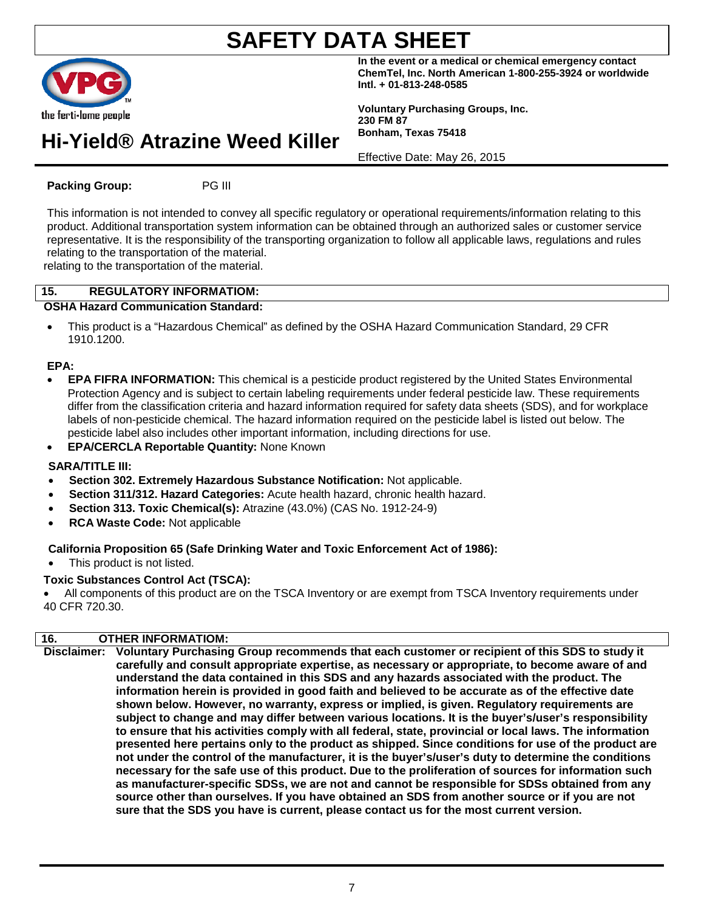# SAFETY DATA SHEET

**In the event or a medical or chemical emergency contact ChemTel, Inc. North American 1-800-255-3924 or worldwide Intl. + 01-813-248-0585**

**Voluntary Purchasing Groups, Inc.**
**230 FM 87**
**Bonham, Texas 75418**

# Hi-Yield® Atrazine Weed Killer

Effective Date: May 26, 2015

**Packing Group:** PG III

This information is not intended to convey all specific regulatory or operational requirements/information relating to this product. Additional transportation system information can be obtained through an authorized sales or customer service representative. It is the responsibility of the transporting organization to follow all applicable laws, regulations and rules relating to the transportation of the material.
relating to the transportation of the material.

## 15. REGULATORY INFORMATIOM:

**OSHA Hazard Communication Standard:**

- This product is a "Hazardous Chemical" as defined by the OSHA Hazard Communication Standard, 29 CFR 1910.1200.

**EPA:**

- **EPA FIFRA INFORMATION:** This chemical is a pesticide product registered by the United States Environmental Protection Agency and is subject to certain labeling requirements under federal pesticide law. These requirements differ from the classification criteria and hazard information required for safety data sheets (SDS), and for workplace labels of non-pesticide chemical. The hazard information required on the pesticide label is listed out below. The pesticide label also includes other important information, including directions for use.
- **EPA/CERCLA Reportable Quantity:** None Known

**SARA/TITLE III:**

- **Section 302. Extremely Hazardous Substance Notification:** Not applicable.
- **Section 311/312. Hazard Categories:** Acute health hazard, chronic health hazard.
- **Section 313. Toxic Chemical(s):** Atrazine (43.0%) (CAS No. 1912-24-9)
- **RCA Waste Code:** Not applicable

**California Proposition 65 (Safe Drinking Water and Toxic Enforcement Act of 1986):**

- This product is not listed.

**Toxic Substances Control Act (TSCA):**

- All components of this product are on the TSCA Inventory or are exempt from TSCA Inventory requirements under 40 CFR 720.30.

## 16. OTHER INFORMATION:

**Disclaimer: Voluntary Purchasing Group recommends that each customer or recipient of this SDS to study it carefully and consult appropriate expertise, as necessary or appropriate, to become aware of and understand the data contained in this SDS and any hazards associated with the product. The information herein is provided in good faith and believed to be accurate as of the effective date shown below. However, no warranty, express or implied, is given. Regulatory requirements are subject to change and may differ between various locations. It is the buyer's/user's responsibility to ensure that his activities comply with all federal, state, provincial or local laws. The information presented here pertains only to the product as shipped. Since conditions for use of the product are not under the control of the manufacturer, it is the buyer's/user's duty to determine the conditions necessary for the safe use of this product. Due to the proliferation of sources for information such as manufacturer-specific SDSs, we are not and cannot be responsible for SDSs obtained from any source other than ourselves. If you have obtained an SDS from another source or if you are not sure that the SDS you have is current, please contact us for the most current version.**